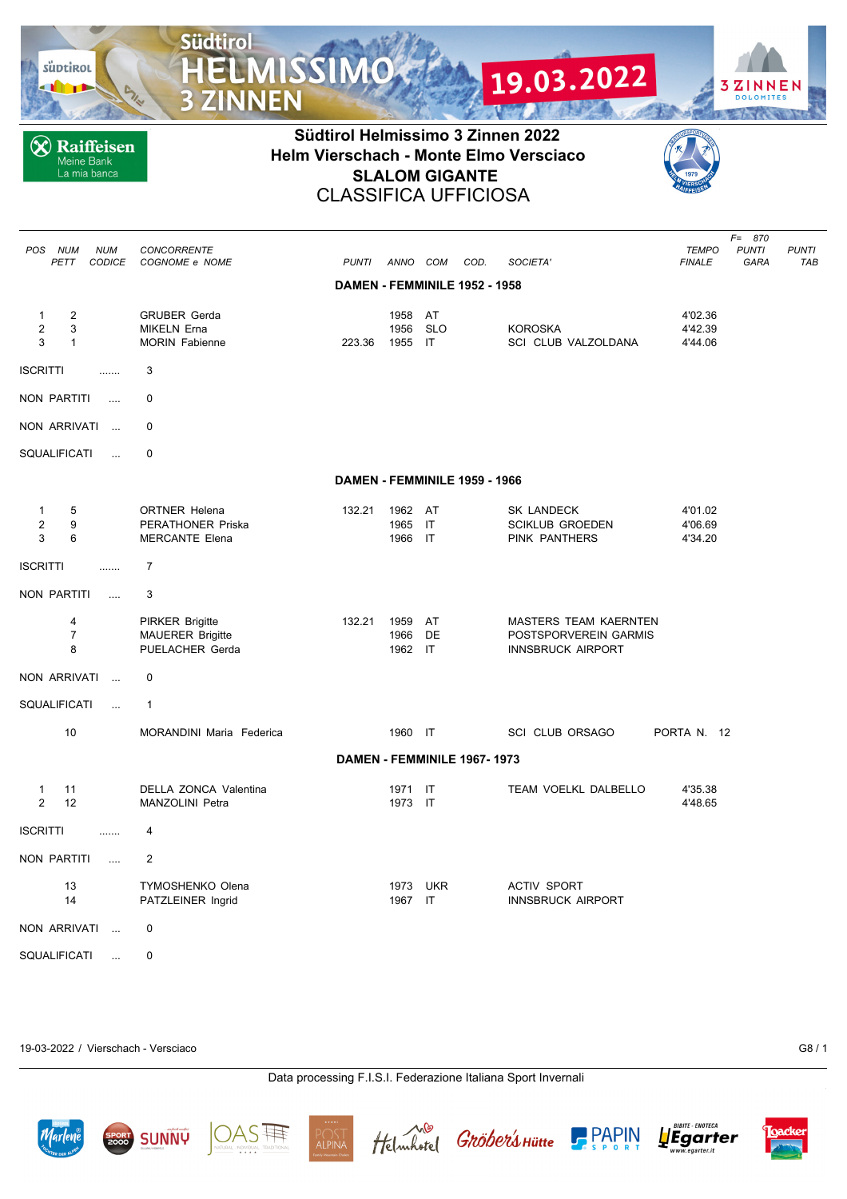# Südtirol Helmissimo 3 Zinnen 2022

## Helm Vierschach - Monte Elmo Versciaco

## SLALOM GIGANTE

## CLASSIFICA UFFICIOSA

F= 870

| POS | NUM PETT | NUM CODICE | CONCORRENTE COGNOME e NOME | PUNTI | ANNO | COM | COD. | SOCIETA' | TEMPO FINALE | PUNTI GARA | PUNTI TAB |
|---|---|---|---|---|---|---|---|---|---|---|---|

### DAMEN - FEMMINILE 1952 - 1958

| POS | NUM PETT | NUM CODICE | CONCORRENTE COGNOME e NOME | PUNTI | ANNO | COM | COD. | SOCIETA' | TEMPO FINALE | PUNTI GARA | PUNTI TAB |
|---|---|---|---|---|---|---|---|---|---|---|---|
| 1 | 2 | | GRUBER Gerda | | 1958 | AT | | | 4'02.36 | | |
| 2 | 3 | | MIKELN Erna | | 1956 | SLO | | KOROSKA | 4'42.39 | | |
| 3 | 1 | | MORIN Fabienne | 223.36 | 1955 | IT | | SCI CLUB VALZOLDANA | 4'44.06 | | |

ISCRITTI ....... 3

NON PARTITI .... 0

NON ARRIVATI ... 0

SQUALIFICATI ... 0

### DAMEN - FEMMINILE 1959 - 1966

| POS | NUM PETT | NUM CODICE | CONCORRENTE COGNOME e NOME | PUNTI | ANNO | COM | COD. | SOCIETA' | TEMPO FINALE | PUNTI GARA | PUNTI TAB |
|---|---|---|---|---|---|---|---|---|---|---|---|
| 1 | 5 | | ORTNER Helena | 132.21 | 1962 | AT | | SK LANDECK | 4'01.02 | | |
| 2 | 9 | | PERATHONER Priska | | 1965 | IT | | SCIKLUB GROEDEN | 4'06.69 | | |
| 3 | 6 | | MERCANTE Elena | | 1966 | IT | | PINK PANTHERS | 4'34.20 | | |

ISCRITTI ....... 7

NON PARTITI .... 3

| NUM PETT | CONCORRENTE COGNOME e NOME | PUNTI | ANNO | COM | SOCIETA' |
|---|---|---|---|---|---|
| 4 | PIRKER Brigitte | 132.21 | 1959 | AT | MASTERS TEAM KAERNTEN |
| 7 | MAUERER Brigitte | | 1966 | DE | POSTSPORVEREIN GARMIS |
| 8 | PUELACHER Gerda | | 1962 | IT | INNSBRUCK AIRPORT |

NON ARRIVATI ... 0

SQUALIFICATI ... 1

| NUM PETT | CONCORRENTE COGNOME e NOME | ANNO | COM | SOCIETA' | |
|---|---|---|---|---|---|
| 10 | MORANDINI Maria Federica | 1960 | IT | SCI CLUB ORSAGO | PORTA N. 12 |

### DAMEN - FEMMINILE 1967- 1973

| POS | NUM PETT | NUM CODICE | CONCORRENTE COGNOME e NOME | PUNTI | ANNO | COM | COD. | SOCIETA' | TEMPO FINALE | PUNTI GARA | PUNTI TAB |
|---|---|---|---|---|---|---|---|---|---|---|---|
| 1 | 11 | | DELLA ZONCA Valentina | | 1971 | IT | | TEAM VOELKL DALBELLO | 4'35.38 | | |
| 2 | 12 | | MANZOLINI Petra | | 1973 | IT | | | 4'48.65 | | |

ISCRITTI ....... 4

NON PARTITI .... 2

| NUM PETT | CONCORRENTE COGNOME e NOME | ANNO | COM | SOCIETA' |
|---|---|---|---|---|
| 13 | TYMOSHENKO Olena | 1973 | UKR | ACTIV SPORT |
| 14 | PATZLEINER Ingrid | 1967 | IT | INNSBRUCK AIRPORT |

NON ARRIVATI ... 0

SQUALIFICATI ... 0

19-03-2022 / Vierschach - Versciaco

Data processing F.I.S.I. Federazione Italiana Sport Invernali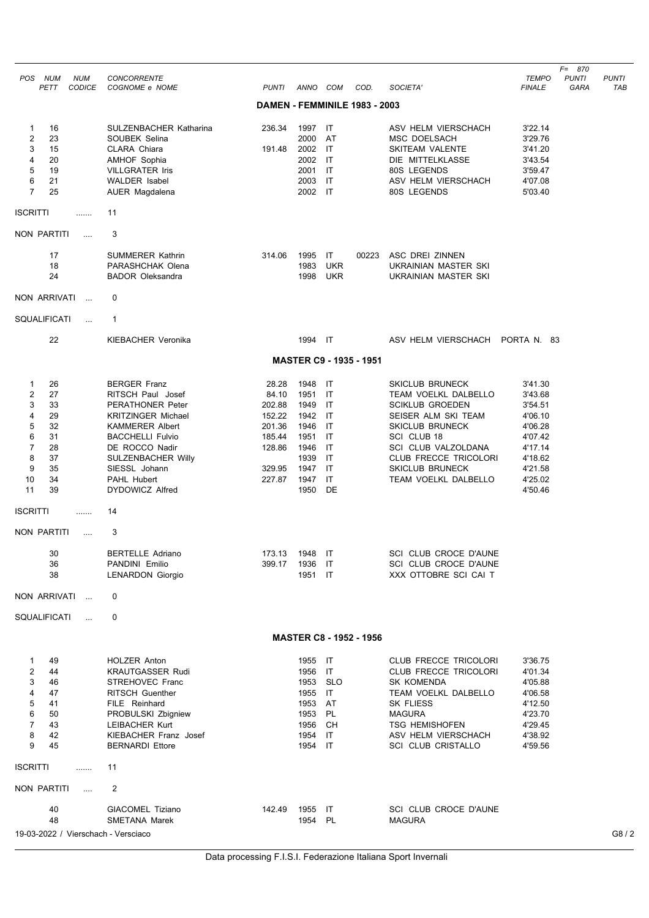| POS | NUM PETT | NUM CODICE | CONCORRENTE COGNOME e NOME | PUNTI | ANNO | COM | COD. | SOCIETA' | TEMPO FINALE | F= 870 PUNTI GARA | PUNTI TAB |
|---|---|---|---|---|---|---|---|---|---|---|---|

## DAMEN - FEMMINILE 1983 - 2003

| POS | NUM PETT | NUM CODICE | CONCORRENTE COGNOME e NOME | PUNTI | ANNO | COM | COD. | SOCIETA' | TEMPO FINALE | PUNTI GARA | PUNTI TAB |
|---|---|---|---|---|---|---|---|---|---|---|---|
| 1 | 16 | | SULZENBACHER Katharina | 236.34 | 1997 | IT | | ASV HELM VIERSCHACH | 3'22.14 | | |
| 2 | 23 | | SOUBEK Selina | | 2000 | AT | | MSC DOELSACH | 3'29.76 | | |
| 3 | 15 | | CLARA Chiara | 191.48 | 2002 | IT | | SKITEAM VALENTE | 3'41.20 | | |
| 4 | 20 | | AMHOF Sophia | | 2002 | IT | | DIE MITTELKLASSE | 3'43.54 | | |
| 5 | 19 | | VILLGRATER Iris | | 2001 | IT | | 80S LEGENDS | 3'59.47 | | |
| 6 | 21 | | WALDER Isabel | | 2003 | IT | | ASV HELM VIERSCHACH | 4'07.08 | | |
| 7 | 25 | | AUER Magdalena | | 2002 | IT | | 80S LEGENDS | 5'03.40 | | |

ISCRITTI ....... 11

NON PARTITI .... 3

| NUM PETT | CONCORRENTE | PUNTI | ANNO | COM | COD. | SOCIETA' |
|---|---|---|---|---|---|---|
| 17 | SUMMERER Kathrin | 314.06 | 1995 | IT | 00223 | ASC DREI ZINNEN |
| 18 | PARASHCHAK Olena | | 1983 | UKR | | UKRAINIAN MASTER SKI |
| 24 | BADOR Oleksandra | | 1998 | UKR | | UKRAINIAN MASTER SKI |

NON ARRIVATI ... 0

SQUALIFICATI ... 1

| NUM PETT | CONCORRENTE | ANNO | COM | SOCIETA' | |
|---|---|---|---|---|---|
| 22 | KIEBACHER Veronika | 1994 | IT | ASV HELM VIERSCHACH | PORTA N. 83 |

## MASTER C9 - 1935 - 1951

| POS | NUM PETT | NUM CODICE | CONCORRENTE COGNOME e NOME | PUNTI | ANNO | COM | COD. | SOCIETA' | TEMPO FINALE | PUNTI GARA | PUNTI TAB |
|---|---|---|---|---|---|---|---|---|---|---|---|
| 1 | 26 | | BERGER Franz | 28.28 | 1948 | IT | | SKICLUB BRUNECK | 3'41.30 | | |
| 2 | 27 | | RITSCH Paul Josef | 84.10 | 1951 | IT | | TEAM VOELKL DALBELLO | 3'43.68 | | |
| 3 | 33 | | PERATHONER Peter | 202.88 | 1949 | IT | | SCIKLUB GROEDEN | 3'54.51 | | |
| 4 | 29 | | KRITZINGER Michael | 152.22 | 1942 | IT | | SEISER ALM SKI TEAM | 4'06.10 | | |
| 5 | 32 | | KAMMERER Albert | 201.36 | 1946 | IT | | SKICLUB BRUNECK | 4'06.28 | | |
| 6 | 31 | | BACCHELLI Fulvio | 185.44 | 1951 | IT | | SCI CLUB 18 | 4'07.42 | | |
| 7 | 28 | | DE ROCCO Nadir | 128.86 | 1946 | IT | | SCI CLUB VALZOLDANA | 4'17.14 | | |
| 8 | 37 | | SULZENBACHER Willy | | 1939 | IT | | CLUB FRECCE TRICOLORI | 4'18.62 | | |
| 9 | 35 | | SIESSL Johann | 329.95 | 1947 | IT | | SKICLUB BRUNECK | 4'21.58 | | |
| 10 | 34 | | PAHL Hubert | 227.87 | 1947 | IT | | TEAM VOELKL DALBELLO | 4'25.02 | | |
| 11 | 39 | | DYDOWICZ Alfred | | 1950 | DE | | | 4'50.46 | | |

ISCRITTI ....... 14

NON PARTITI .... 3

| NUM PETT | CONCORRENTE | PUNTI | ANNO | COM | SOCIETA' |
|---|---|---|---|---|---|
| 30 | BERTELLE Adriano | 173.13 | 1948 | IT | SCI CLUB CROCE D'AUNE |
| 36 | PANDINI Emilio | 399.17 | 1936 | IT | SCI CLUB CROCE D'AUNE |
| 38 | LENARDON Giorgio | | 1951 | IT | XXX OTTOBRE SCI CAI T |

NON ARRIVATI ... 0

SQUALIFICATI ... 0

## MASTER C8 - 1952 - 1956

| POS | NUM PETT | NUM CODICE | CONCORRENTE COGNOME e NOME | PUNTI | ANNO | COM | COD. | SOCIETA' | TEMPO FINALE | PUNTI GARA | PUNTI TAB |
|---|---|---|---|---|---|---|---|---|---|---|---|
| 1 | 49 | | HOLZER Anton | | 1955 | IT | | CLUB FRECCE TRICOLORI | 3'36.75 | | |
| 2 | 44 | | KRAUTGASSER Rudi | | 1956 | IT | | CLUB FRECCE TRICOLORI | 4'01.34 | | |
| 3 | 46 | | STREHOVEC Franc | | 1953 | SLO | | SK KOMENDA | 4'05.88 | | |
| 4 | 47 | | RITSCH Guenther | | 1955 | IT | | TEAM VOELKL DALBELLO | 4'06.58 | | |
| 5 | 41 | | FILE Reinhard | | 1953 | AT | | SK FLIESS | 4'12.50 | | |
| 6 | 50 | | PROBULSKI Zbigniew | | 1953 | PL | | MAGURA | 4'23.70 | | |
| 7 | 43 | | LEIBACHER Kurt | | 1956 | CH | | TSG HEMISHOFEN | 4'29.45 | | |
| 8 | 42 | | KIEBACHER Franz Josef | | 1954 | IT | | ASV HELM VIERSCHACH | 4'38.92 | | |
| 9 | 45 | | BERNARDI Ettore | | 1954 | IT | | SCI CLUB CRISTALLO | 4'59.56 | | |

ISCRITTI ....... 11

NON PARTITI .... 2

| NUM PETT | CONCORRENTE | PUNTI | ANNO | COM | SOCIETA' |
|---|---|---|---|---|---|
| 40 | GIACOMEL Tiziano | 142.49 | 1955 | IT | SCI CLUB CROCE D'AUNE |
| 48 | SMETANA Marek | | 1954 | PL | MAGURA |

19-03-2022 / Vierschach - Versciaco

Data processing F.I.S.I. Federazione Italiana Sport Invernali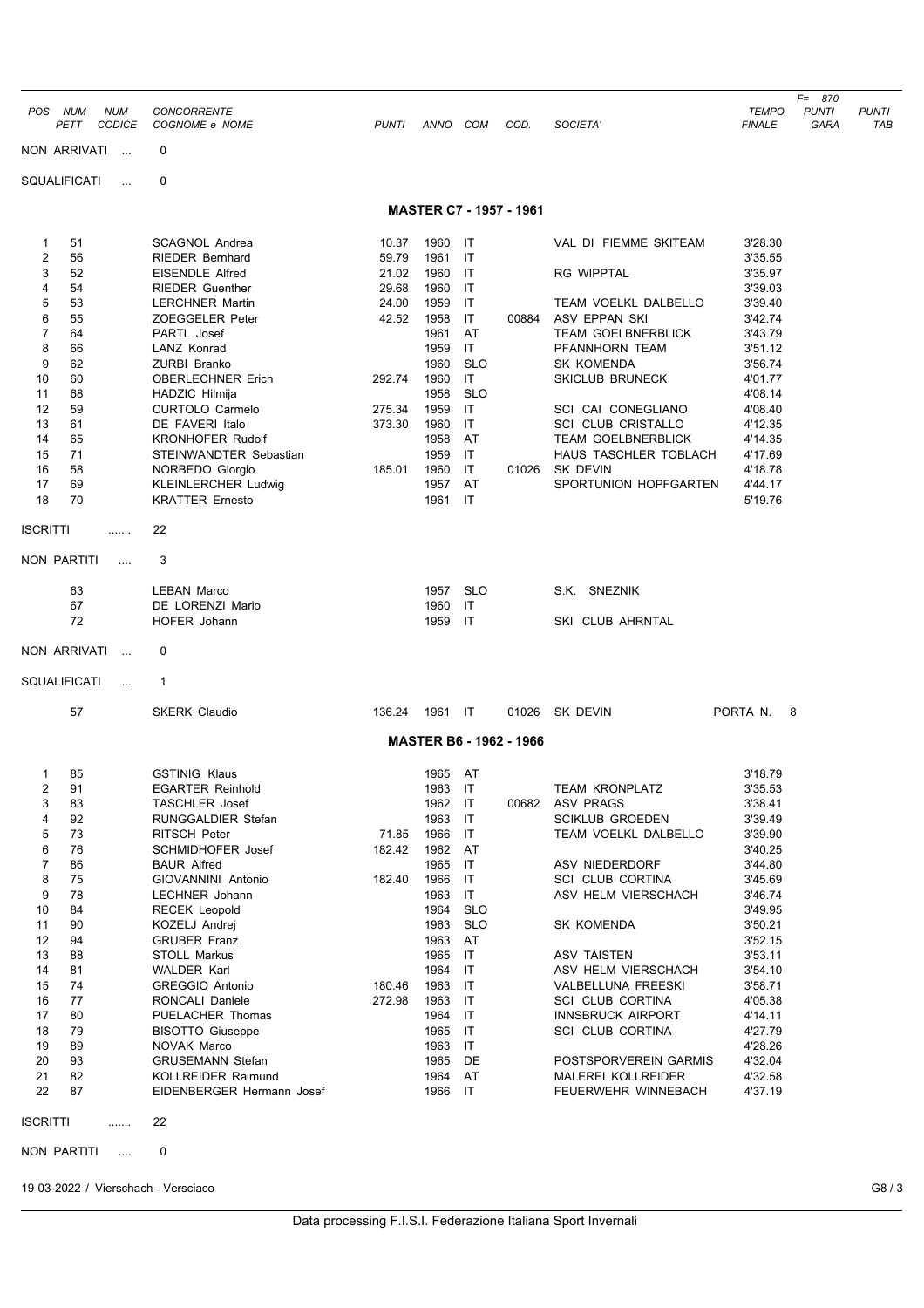| POS | NUM PETT | NUM CODICE | CONCORRENTE COGNOME e NOME | PUNTI | ANNO | COM | COD. | SOCIETA' | TEMPO FINALE | F= 870 PUNTI GARA | PUNTI TAB |
|---|---|---|---|---|---|---|---|---|---|---|---|

NON ARRIVATI ... 0

SQUALIFICATI ... 0

## MASTER C7 - 1957 - 1961

| POS | NUM PETT | NUM CODICE | CONCORRENTE COGNOME e NOME | PUNTI | ANNO | COM | COD. | SOCIETA' | TEMPO FINALE | PUNTI GARA | PUNTI TAB |
|---|---|---|---|---|---|---|---|---|---|---|---|
| 1 | 51 | | SCAGNOL Andrea | 10.37 | 1960 | IT | | VAL DI FIEMME SKITEAM | 3'28.30 | | |
| 2 | 56 | | RIEDER Bernhard | 59.79 | 1961 | IT | | | 3'35.55 | | |
| 3 | 52 | | EISENDLE Alfred | 21.02 | 1960 | IT | | RG WIPPTAL | 3'35.97 | | |
| 4 | 54 | | RIEDER Guenther | 29.68 | 1960 | IT | | | 3'39.03 | | |
| 5 | 53 | | LERCHNER Martin | 24.00 | 1959 | IT | | TEAM VOELKL DALBELLO | 3'39.40 | | |
| 6 | 55 | | ZOEGGELER Peter | 42.52 | 1958 | IT | 00884 | ASV EPPAN SKI | 3'42.74 | | |
| 7 | 64 | | PARTL Josef | | 1961 | AT | | TEAM GOELBNERBLICK | 3'43.79 | | |
| 8 | 66 | | LANZ Konrad | | 1959 | IT | | PFANNHORN TEAM | 3'51.12 | | |
| 9 | 62 | | ZURBI Branko | | 1960 | SLO | | SK KOMENDA | 3'56.74 | | |
| 10 | 60 | | OBERLECHNER Erich | 292.74 | 1960 | IT | | SKICLUB BRUNECK | 4'01.77 | | |
| 11 | 68 | | HADZIC Hilmija | | 1958 | SLO | | | 4'08.14 | | |
| 12 | 59 | | CURTOLO Carmelo | 275.34 | 1959 | IT | | SCI CAI CONEGLIANO | 4'08.40 | | |
| 13 | 61 | | DE FAVERI Italo | 373.30 | 1960 | IT | | SCI CLUB CRISTALLO | 4'12.35 | | |
| 14 | 65 | | KRONHOFER Rudolf | | 1958 | AT | | TEAM GOELBNERBLICK | 4'14.35 | | |
| 15 | 71 | | STEINWANDTER Sebastian | | 1959 | IT | | HAUS TASCHLER TOBLACH | 4'17.69 | | |
| 16 | 58 | | NORBEDO Giorgio | 185.01 | 1960 | IT | 01026 | SK DEVIN | 4'18.78 | | |
| 17 | 69 | | KLEINLERCHER Ludwig | | 1957 | AT | | SPORTUNION HOPFGARTEN | 4'44.17 | | |
| 18 | 70 | | KRATTER Ernesto | | 1961 | IT | | | 5'19.76 | | |

ISCRITTI ....... 22

NON PARTITI .... 3

| NUM PETT | CONCORRENTE COGNOME e NOME | ANNO | COM | SOCIETA' |
|---|---|---|---|---|
| 63 | LEBAN Marco | 1957 | SLO | S.K. SNEZNIK |
| 67 | DE LORENZI Mario | 1960 | IT | |
| 72 | HOFER Johann | 1959 | IT | SKI CLUB AHRNTAL |

NON ARRIVATI ... 0

SQUALIFICATI ... 1

| NUM PETT | CONCORRENTE COGNOME e NOME | PUNTI | ANNO | COM | COD. | SOCIETA' | |
|---|---|---|---|---|---|---|---|
| 57 | SKERK Claudio | 136.24 | 1961 | IT | 01026 | SK DEVIN | PORTA N. 8 |

## MASTER B6 - 1962 - 1966

| POS | NUM PETT | NUM CODICE | CONCORRENTE COGNOME e NOME | PUNTI | ANNO | COM | COD. | SOCIETA' | TEMPO FINALE | PUNTI GARA | PUNTI TAB |
|---|---|---|---|---|---|---|---|---|---|---|---|
| 1 | 85 | | GSTINIG Klaus | | 1965 | AT | | | 3'18.79 | | |
| 2 | 91 | | EGARTER Reinhold | | 1963 | IT | | TEAM KRONPLATZ | 3'35.53 | | |
| 3 | 83 | | TASCHLER Josef | | 1962 | IT | 00682 | ASV PRAGS | 3'38.41 | | |
| 4 | 92 | | RUNGGALDIER Stefan | | 1963 | IT | | SCIKLUB GROEDEN | 3'39.49 | | |
| 5 | 73 | | RITSCH Peter | 71.85 | 1966 | IT | | TEAM VOELKL DALBELLO | 3'39.90 | | |
| 6 | 76 | | SCHMIDHOFER Josef | 182.42 | 1962 | AT | | | 3'40.25 | | |
| 7 | 86 | | BAUR Alfred | | 1965 | IT | | ASV NIEDERDORF | 3'44.80 | | |
| 8 | 75 | | GIOVANNINI Antonio | 182.40 | 1966 | IT | | SCI CLUB CORTINA | 3'45.69 | | |
| 9 | 78 | | LECHNER Johann | | 1963 | IT | | ASV HELM VIERSCHACH | 3'46.74 | | |
| 10 | 84 | | RECEK Leopold | | 1964 | SLO | | | 3'49.95 | | |
| 11 | 90 | | KOZELJ Andrej | | 1963 | SLO | | SK KOMENDA | 3'50.21 | | |
| 12 | 94 | | GRUBER Franz | | 1963 | AT | | | 3'52.15 | | |
| 13 | 88 | | STOLL Markus | | 1965 | IT | | ASV TAISTEN | 3'53.11 | | |
| 14 | 81 | | WALDER Karl | | 1964 | IT | | ASV HELM VIERSCHACH | 3'54.10 | | |
| 15 | 74 | | GREGGIO Antonio | 180.46 | 1963 | IT | | VALBELLUNA FREESKI | 3'58.71 | | |
| 16 | 77 | | RONCALI Daniele | 272.98 | 1963 | IT | | SCI CLUB CORTINA | 4'05.38 | | |
| 17 | 80 | | PUELACHER Thomas | | 1964 | IT | | INNSBRUCK AIRPORT | 4'14.11 | | |
| 18 | 79 | | BISOTTO Giuseppe | | 1965 | IT | | SCI CLUB CORTINA | 4'27.79 | | |
| 19 | 89 | | NOVAK Marco | | 1963 | IT | | | 4'28.26 | | |
| 20 | 93 | | GRUSEMANN Stefan | | 1965 | DE | | POSTSPORVEREIN GARMIS | 4'32.04 | | |
| 21 | 82 | | KOLLREIDER Raimund | | 1964 | AT | | MALEREI KOLLREIDER | 4'32.58 | | |
| 22 | 87 | | EIDENBERGER Hermann Josef | | 1966 | IT | | FEUERWEHR WINNEBACH | 4'37.19 | | |

ISCRITTI ....... 22

NON PARTITI .... 0

19-03-2022 / Vierschach - Versciaco

Data processing F.I.S.I. Federazione Italiana Sport Invernali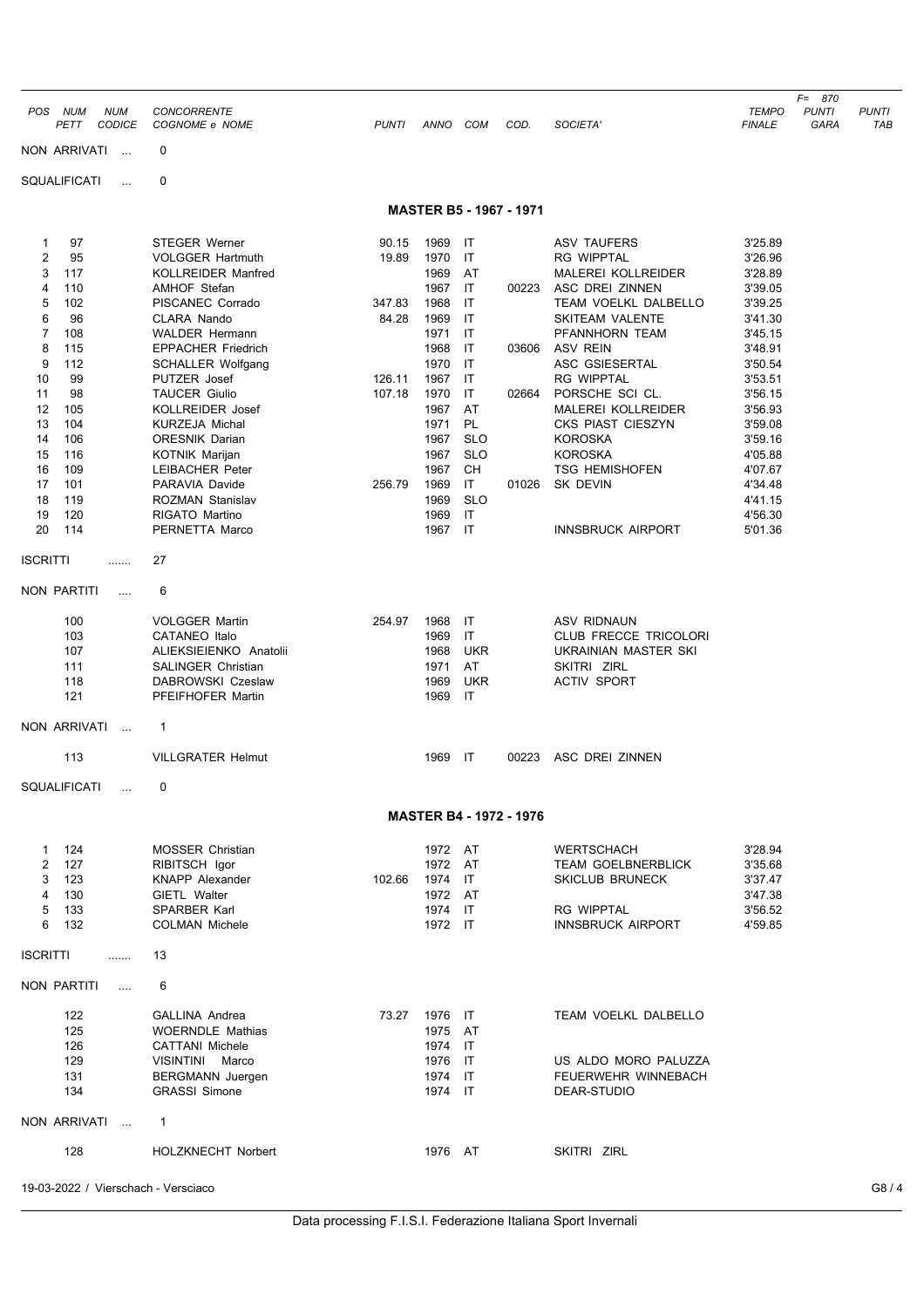| POS | NUM PETT | NUM CODICE | CONCORRENTE COGNOME e NOME | PUNTI | ANNO | COM | COD. | SOCIETA' | TEMPO FINALE | F= 870 PUNTI GARA | PUNTI TAB |
|---|---|---|---|---|---|---|---|---|---|---|---|

NON ARRIVATI ... 0

SQUALIFICATI ... 0

## MASTER B5 - 1967 - 1971

| POS | NUM PETT | NUM CODICE | CONCORRENTE COGNOME e NOME | PUNTI | ANNO | COM | COD. | SOCIETA' | TEMPO FINALE | PUNTI GARA | PUNTI TAB |
|---|---|---|---|---|---|---|---|---|---|---|---|
| 1 | 97 | | STEGER Werner | 90.15 | 1969 | IT | | ASV TAUFERS | 3'25.89 | | |
| 2 | 95 | | VOLGGER Hartmuth | 19.89 | 1970 | IT | | RG WIPPTAL | 3'26.96 | | |
| 3 | 117 | | KOLLREIDER Manfred | | 1969 | AT | | MALEREI KOLLREIDER | 3'28.89 | | |
| 4 | 110 | | AMHOF Stefan | | 1967 | IT | 00223 | ASC DREI ZINNEN | 3'39.05 | | |
| 5 | 102 | | PISCANEC Corrado | 347.83 | 1968 | IT | | TEAM VOELKL DALBELLO | 3'39.25 | | |
| 6 | 96 | | CLARA Nando | 84.28 | 1969 | IT | | SKITEAM VALENTE | 3'41.30 | | |
| 7 | 108 | | WALDER Hermann | | 1971 | IT | | PFANNHORN TEAM | 3'45.15 | | |
| 8 | 115 | | EPPACHER Friedrich | | 1968 | IT | 03606 | ASV REIN | 3'48.91 | | |
| 9 | 112 | | SCHALLER Wolfgang | | 1970 | IT | | ASC GSIESERTAL | 3'50.54 | | |
| 10 | 99 | | PUTZER Josef | 126.11 | 1967 | IT | | RG WIPPTAL | 3'53.51 | | |
| 11 | 98 | | TAUCER Giulio | 107.18 | 1970 | IT | 02664 | PORSCHE SCI CL. | 3'56.15 | | |
| 12 | 105 | | KOLLREIDER Josef | | 1967 | AT | | MALEREI KOLLREIDER | 3'56.93 | | |
| 13 | 104 | | KURZEJA Michal | | 1971 | PL | | CKS PIAST CIESZYN | 3'59.08 | | |
| 14 | 106 | | ORESNIK Darian | | 1967 | SLO | | KOROSKA | 3'59.16 | | |
| 15 | 116 | | KOTNIK Marijan | | 1967 | SLO | | KOROSKA | 4'05.88 | | |
| 16 | 109 | | LEIBACHER Peter | | 1967 | CH | | TSG HEMISHOFEN | 4'07.67 | | |
| 17 | 101 | | PARAVIA Davide | 256.79 | 1969 | IT | 01026 | SK DEVIN | 4'34.48 | | |
| 18 | 119 | | ROZMAN Stanislav | | 1969 | SLO | | | 4'41.15 | | |
| 19 | 120 | | RIGATO Martino | | 1969 | IT | | | 4'56.30 | | |
| 20 | 114 | | PERNETTA Marco | | 1967 | IT | | INNSBRUCK AIRPORT | 5'01.36 | | |

ISCRITTI ....... 27

NON PARTITI .... 6

| NUM PETT | CONCORRENTE COGNOME e NOME | PUNTI | ANNO | COM | COD. | SOCIETA' |
|---|---|---|---|---|---|---|
| 100 | VOLGGER Martin | 254.97 | 1968 | IT | | ASV RIDNAUN |
| 103 | CATANEO Italo | | 1969 | IT | | CLUB FRECCE TRICOLORI |
| 107 | ALIEKSIEIENKO Anatolii | | 1968 | UKR | | UKRAINIAN MASTER SKI |
| 111 | SALINGER Christian | | 1971 | AT | | SKITRI ZIRL |
| 118 | DABROWSKI Czeslaw | | 1969 | UKR | | ACTIV SPORT |
| 121 | PFEIFHOFER Martin | | 1969 | IT | | |

NON ARRIVATI ... 1

| NUM PETT | CONCORRENTE COGNOME e NOME | PUNTI | ANNO | COM | COD. | SOCIETA' |
|---|---|---|---|---|---|---|
| 113 | VILLGRATER Helmut | | 1969 | IT | 00223 | ASC DREI ZINNEN |

SQUALIFICATI ... 0

## MASTER B4 - 1972 - 1976

| POS | NUM PETT | NUM CODICE | CONCORRENTE COGNOME e NOME | PUNTI | ANNO | COM | COD. | SOCIETA' | TEMPO FINALE | PUNTI GARA | PUNTI TAB |
|---|---|---|---|---|---|---|---|---|---|---|---|
| 1 | 124 | | MOSSER Christian | | 1972 | AT | | WERTSCHACH | 3'28.94 | | |
| 2 | 127 | | RIBITSCH Igor | | 1972 | AT | | TEAM GOELBNERBLICK | 3'35.68 | | |
| 3 | 123 | | KNAPP Alexander | 102.66 | 1974 | IT | | SKICLUB BRUNECK | 3'37.47 | | |
| 4 | 130 | | GIETL Walter | | 1972 | AT | | | 3'47.38 | | |
| 5 | 133 | | SPARBER Karl | | 1974 | IT | | RG WIPPTAL | 3'56.52 | | |
| 6 | 132 | | COLMAN Michele | | 1972 | IT | | INNSBRUCK AIRPORT | 4'59.85 | | |

ISCRITTI ....... 13

NON PARTITI .... 6

| NUM PETT | CONCORRENTE COGNOME e NOME | PUNTI | ANNO | COM | COD. | SOCIETA' |
|---|---|---|---|---|---|---|
| 122 | GALLINA Andrea | 73.27 | 1976 | IT | | TEAM VOELKL DALBELLO |
| 125 | WOERNDLE Mathias | | 1975 | AT | | |
| 126 | CATTANI Michele | | 1974 | IT | | |
| 129 | VISINTINI Marco | | 1976 | IT | | US ALDO MORO PALUZZA |
| 131 | BERGMANN Juergen | | 1974 | IT | | FEUERWEHR WINNEBACH |
| 134 | GRASSI Simone | | 1974 | IT | | DEAR-STUDIO |

NON ARRIVATI ... 1

| NUM PETT | CONCORRENTE COGNOME e NOME | PUNTI | ANNO | COM | COD. | SOCIETA' |
|---|---|---|---|---|---|---|
| 128 | HOLZKNECHT Norbert | | 1976 | AT | | SKITRI ZIRL |

19-03-2022 / Vierschach - Versciaco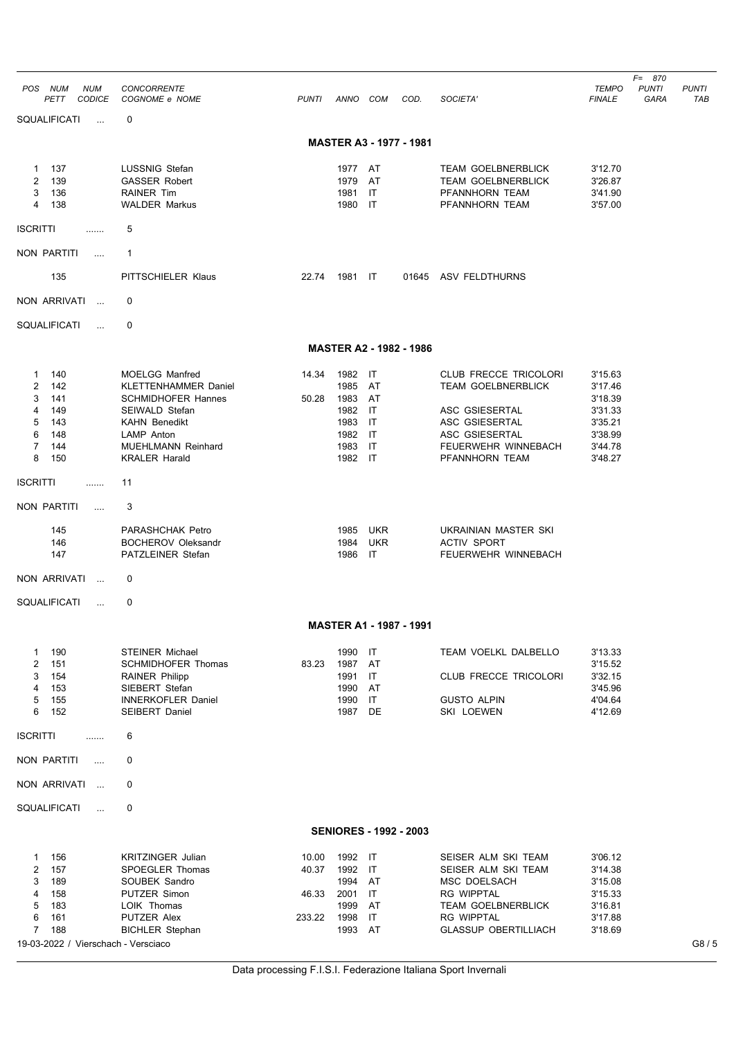| POS | NUM PETT | NUM CODICE | CONCORRENTE COGNOME e NOME | PUNTI | ANNO | COM | COD. | SOCIETA' | TEMPO FINALE | F= 870 PUNTI GARA | PUNTI TAB |
|---|---|---|---|---|---|---|---|---|---|---|---|

SQUALIFICATI ... 0

## MASTER A3 - 1977 - 1981

| POS | NUM PETT | NUM CODICE | CONCORRENTE COGNOME e NOME | PUNTI | ANNO | COM | COD. | SOCIETA' | TEMPO FINALE | PUNTI GARA | PUNTI TAB |
|---|---|---|---|---|---|---|---|---|---|---|---|
| 1 | 137 | | LUSSNIG Stefan | | 1977 | AT | | TEAM GOELBNERBLICK | 3'12.70 | | |
| 2 | 139 | | GASSER Robert | | 1979 | AT | | TEAM GOELBNERBLICK | 3'26.87 | | |
| 3 | 136 | | RAINER Tim | | 1981 | IT | | PFANNHORN TEAM | 3'41.90 | | |
| 4 | 138 | | WALDER Markus | | 1980 | IT | | PFANNHORN TEAM | 3'57.00 | | |

ISCRITTI ....... 5

NON PARTITI .... 1

| | NUM PETT | | CONCORRENTE | PUNTI | ANNO | COM | COD. | SOCIETA' |
|---|---|---|---|---|---|---|---|---|
| | 135 | | PITTSCHIELER Klaus | 22.74 | 1981 | IT | 01645 | ASV FELDTHURNS |

NON ARRIVATI ... 0

SQUALIFICATI ... 0

## MASTER A2 - 1982 - 1986

| POS | NUM PETT | NUM CODICE | CONCORRENTE COGNOME e NOME | PUNTI | ANNO | COM | COD. | SOCIETA' | TEMPO FINALE | PUNTI GARA | PUNTI TAB |
|---|---|---|---|---|---|---|---|---|---|---|---|
| 1 | 140 | | MOELGG Manfred | 14.34 | 1982 | IT | | CLUB FRECCE TRICOLORI | 3'15.63 | | |
| 2 | 142 | | KLETTENHAMMER Daniel | | 1985 | AT | | TEAM GOELBNERBLICK | 3'17.46 | | |
| 3 | 141 | | SCHMIDHOFER Hannes | 50.28 | 1983 | AT | | | 3'18.39 | | |
| 4 | 149 | | SEIWALD Stefan | | 1982 | IT | | ASC GSIESERTAL | 3'31.33 | | |
| 5 | 143 | | KAHN Benedikt | | 1983 | IT | | ASC GSIESERTAL | 3'35.21 | | |
| 6 | 148 | | LAMP Anton | | 1982 | IT | | ASC GSIESERTAL | 3'38.99 | | |
| 7 | 144 | | MUEHLMANN Reinhard | | 1983 | IT | | FEUERWEHR WINNEBACH | 3'44.78 | | |
| 8 | 150 | | KRALER Harald | | 1982 | IT | | PFANNHORN TEAM | 3'48.27 | | |

ISCRITTI ....... 11

NON PARTITI .... 3

| | NUM PETT | | CONCORRENTE | PUNTI | ANNO | COM | COD. | SOCIETA' |
|---|---|---|---|---|---|---|---|---|
| | 145 | | PARASHCHAK Petro | | 1985 | UKR | | UKRAINIAN MASTER SKI |
| | 146 | | BOCHEROV Oleksandr | | 1984 | UKR | | ACTIV SPORT |
| | 147 | | PATZLEINER Stefan | | 1986 | IT | | FEUERWEHR WINNEBACH |

NON ARRIVATI ... 0

SQUALIFICATI ... 0

## MASTER A1 - 1987 - 1991

| POS | NUM PETT | NUM CODICE | CONCORRENTE COGNOME e NOME | PUNTI | ANNO | COM | COD. | SOCIETA' | TEMPO FINALE | PUNTI GARA | PUNTI TAB |
|---|---|---|---|---|---|---|---|---|---|---|---|
| 1 | 190 | | STEINER Michael | | 1990 | IT | | TEAM VOELKL DALBELLO | 3'13.33 | | |
| 2 | 151 | | SCHMIDHOFER Thomas | 83.23 | 1987 | AT | | | 3'15.52 | | |
| 3 | 154 | | RAINER Philipp | | 1991 | IT | | CLUB FRECCE TRICOLORI | 3'32.15 | | |
| 4 | 153 | | SIEBERT Stefan | | 1990 | AT | | | 3'45.96 | | |
| 5 | 155 | | INNERKOFLER Daniel | | 1990 | IT | | GUSTO ALPIN | 4'04.64 | | |
| 6 | 152 | | SEIBERT Daniel | | 1987 | DE | | SKI LOEWEN | 4'12.69 | | |

ISCRITTI ....... 6

NON PARTITI .... 0

NON ARRIVATI ... 0

SQUALIFICATI ... 0

## SENIORES - 1992 - 2003

| POS | NUM PETT | NUM CODICE | CONCORRENTE COGNOME e NOME | PUNTI | ANNO | COM | COD. | SOCIETA' | TEMPO FINALE | PUNTI GARA | PUNTI TAB |
|---|---|---|---|---|---|---|---|---|---|---|---|
| 1 | 156 | | KRITZINGER Julian | 10.00 | 1992 | IT | | SEISER ALM SKI TEAM | 3'06.12 | | |
| 2 | 157 | | SPOEGLER Thomas | 40.37 | 1992 | IT | | SEISER ALM SKI TEAM | 3'14.38 | | |
| 3 | 189 | | SOUBEK Sandro | | 1994 | AT | | MSC DOELSACH | 3'15.08 | | |
| 4 | 158 | | PUTZER Simon | 46.33 | 2001 | IT | | RG WIPPTAL | 3'15.33 | | |
| 5 | 183 | | LOIK Thomas | | 1999 | AT | | TEAM GOELBNERBLICK | 3'16.81 | | |
| 6 | 161 | | PUTZER Alex | 233.22 | 1998 | IT | | RG WIPPTAL | 3'17.88 | | |
| 7 | 188 | | BICHLER Stephan | | 1993 | AT | | GLASSUP OBERTILLIACH | 3'18.69 | | |

19-03-2022 / Vierschach - Versciaco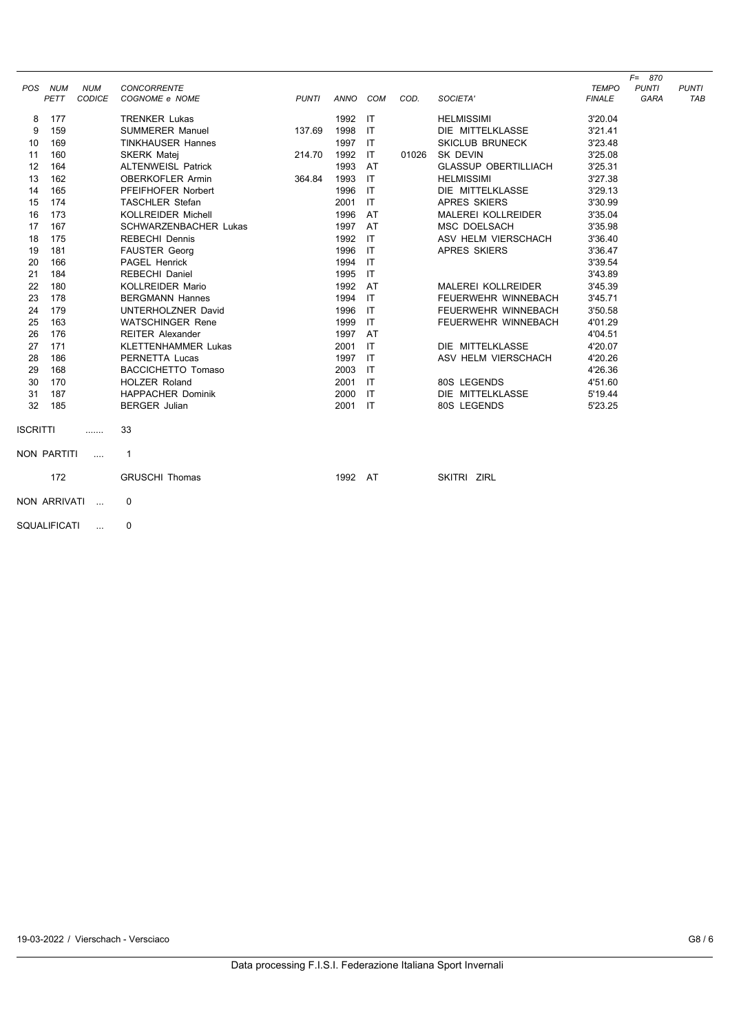| POS | NUM PETT | NUM CODICE | CONCORRENTE COGNOME e NOME | PUNTI | ANNO | COM | COD. | SOCIETA' | TEMPO FINALE | F= 870 PUNTI GARA | PUNTI TAB |
|---|---|---|---|---|---|---|---|---|---|---|---|
| 8 | 177 | | TRENKER Lukas | | 1992 | IT | | HELMISSIMI | 3'20.04 | | |
| 9 | 159 | | SUMMERER Manuel | 137.69 | 1998 | IT | | DIE MITTELKLASSE | 3'21.41 | | |
| 10 | 169 | | TINKHAUSER Hannes | | 1997 | IT | | SKICLUB BRUNECK | 3'23.48 | | |
| 11 | 160 | | SKERK Matej | 214.70 | 1992 | IT | 01026 | SK DEVIN | 3'25.08 | | |
| 12 | 164 | | ALTENWEISL Patrick | | 1993 | AT | | GLASSUP OBERTILLIACH | 3'25.31 | | |
| 13 | 162 | | OBERKOFLER Armin | 364.84 | 1993 | IT | | HELMISSIMI | 3'27.38 | | |
| 14 | 165 | | PFEIFHOFER Norbert | | 1996 | IT | | DIE MITTELKLASSE | 3'29.13 | | |
| 15 | 174 | | TASCHLER Stefan | | 2001 | IT | | APRES SKIERS | 3'30.99 | | |
| 16 | 173 | | KOLLREIDER Michell | | 1996 | AT | | MALEREI KOLLREIDER | 3'35.04 | | |
| 17 | 167 | | SCHWARZENBACHER Lukas | | 1997 | AT | | MSC DOELSACH | 3'35.98 | | |
| 18 | 175 | | REBECHI Dennis | | 1992 | IT | | ASV HELM VIERSCHACH | 3'36.40 | | |
| 19 | 181 | | FAUSTER Georg | | 1996 | IT | | APRES SKIERS | 3'36.47 | | |
| 20 | 166 | | PAGEL Henrick | | 1994 | IT | | | 3'39.54 | | |
| 21 | 184 | | REBECHI Daniel | | 1995 | IT | | | 3'43.89 | | |
| 22 | 180 | | KOLLREIDER Mario | | 1992 | AT | | MALEREI KOLLREIDER | 3'45.39 | | |
| 23 | 178 | | BERGMANN Hannes | | 1994 | IT | | FEUERWEHR WINNEBACH | 3'45.71 | | |
| 24 | 179 | | UNTERHOLZNER David | | 1996 | IT | | FEUERWEHR WINNEBACH | 3'50.58 | | |
| 25 | 163 | | WATSCHINGER Rene | | 1999 | IT | | FEUERWEHR WINNEBACH | 4'01.29 | | |
| 26 | 176 | | REITER Alexander | | 1997 | AT | | | 4'04.51 | | |
| 27 | 171 | | KLETTENHAMMER Lukas | | 2001 | IT | | DIE MITTELKLASSE | 4'20.07 | | |
| 28 | 186 | | PERNETTA Lucas | | 1997 | IT | | ASV HELM VIERSCHACH | 4'20.26 | | |
| 29 | 168 | | BACCICHETTO Tomaso | | 2003 | IT | | | 4'26.36 | | |
| 30 | 170 | | HOLZER Roland | | 2001 | IT | | 80S LEGENDS | 4'51.60 | | |
| 31 | 187 | | HAPPACHER Dominik | | 2000 | IT | | DIE MITTELKLASSE | 5'19.44 | | |
| 32 | 185 | | BERGER Julian | | 2001 | IT | | 80S LEGENDS | 5'23.25 | | |

ISCRITTI ....... 33

NON PARTITI .... 1

| | | | | | |
|---|---|---|---|---|---|
| 172 | GRUSCHI Thomas | 1992 | AT | | SKITRI ZIRL |

NON ARRIVATI ... 0

SQUALIFICATI ... 0

19-03-2022 / Vierschach - Versciaco

Data processing F.I.S.I. Federazione Italiana Sport Invernali